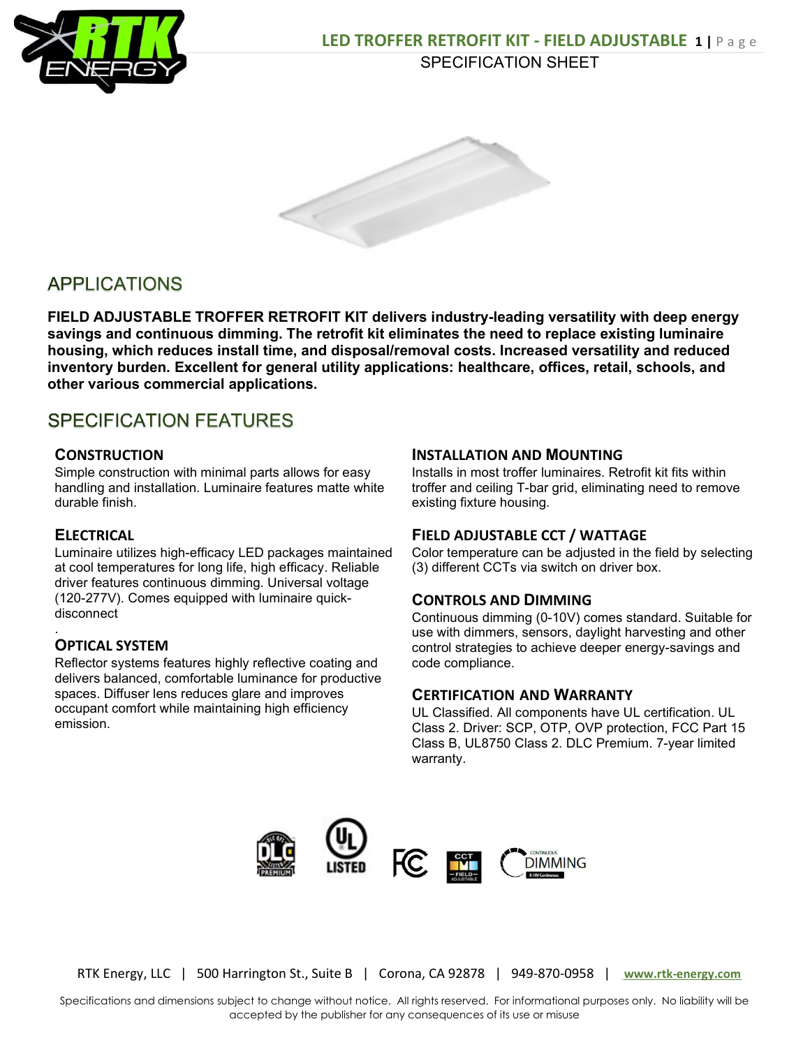# LED TROFFER RETROFIT KIT - FIELD ADJUSTABLE

SPECIFICATION SHEET

## APPLICATIONS

**FIELD ADJUSTABLE TROFFER RETROFIT KIT delivers industry-leading versatility with deep energy savings and continuous dimming. The retrofit kit eliminates the need to replace existing luminaire housing, which reduces install time, and disposal/removal costs. Increased versatility and reduced inventory burden. Excellent for general utility applications: healthcare, offices, retail, schools, and other various commercial applications.**

## SPECIFICATION FEATURES

### CONSTRUCTION

Simple construction with minimal parts allows for easy handling and installation. Luminaire features matte white durable finish.

### ELECTRICAL

Luminaire utilizes high-efficacy LED packages maintained at cool temperatures for long life, high efficacy. Reliable driver features continuous dimming. Universal voltage (120-277V). Comes equipped with luminaire quick-disconnect

.

### OPTICAL SYSTEM

Reflector systems features highly reflective coating and delivers balanced, comfortable luminance for productive spaces. Diffuser lens reduces glare and improves occupant comfort while maintaining high efficiency emission.

### INSTALLATION AND MOUNTING

Installs in most troffer luminaires. Retrofit kit fits within troffer and ceiling T-bar grid, eliminating need to remove existing fixture housing.

### FIELD ADJUSTABLE CCT / WATTAGE

Color temperature can be adjusted in the field by selecting (3) different CCTs via switch on driver box.

### CONTROLS AND DIMMING

Continuous dimming (0-10V) comes standard. Suitable for use with dimmers, sensors, daylight harvesting and other control strategies to achieve deeper energy-savings and code compliance.

### CERTIFICATION AND WARRANTY

UL Classified. All components have UL certification. UL Class 2. Driver: SCP, OTP, OVP protection, FCC Part 15 Class B, UL8750 Class 2. DLC Premium. 7-year limited warranty.

RTK Energy, LLC | 500 Harrington St., Suite B | Corona, CA 92878 | 949-870-0958 | www.rtk-energy.com

Specifications and dimensions subject to change without notice. All rights reserved. For informational purposes only. No liability will be accepted by the publisher for any consequences of its use or misuse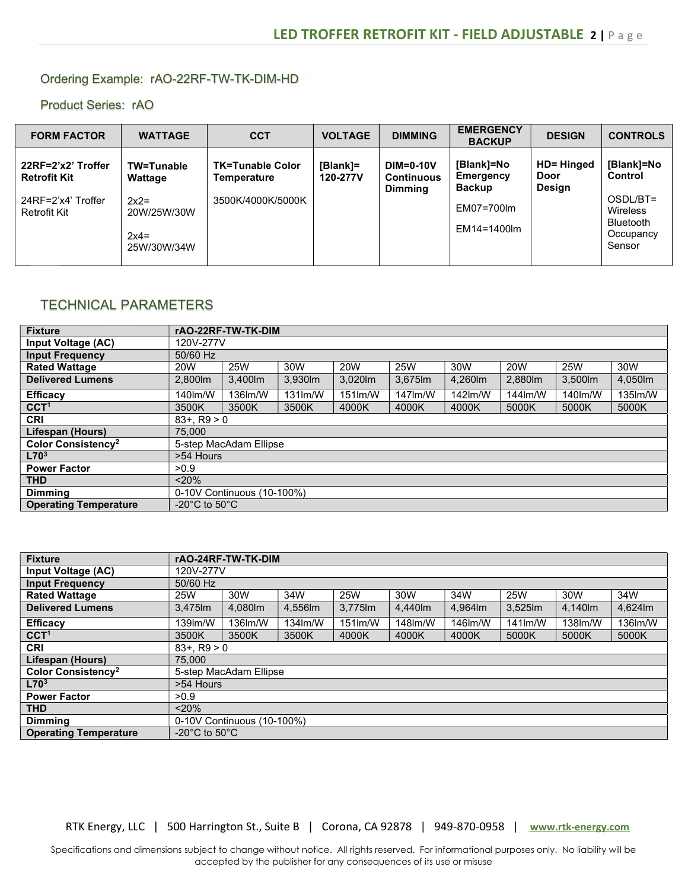Ordering Example: rAO-22RF-TW-TK-DIM-HD

Product Series: rAO

| FORM FACTOR | WATTAGE | CCT | VOLTAGE | DIMMING | EMERGENCY BACKUP | DESIGN | CONTROLS |
|---|---|---|---|---|---|---|---|
| **22RF=2'x2' Troffer Retrofit Kit**<br><br>24RF=2'x4' Troffer Retrofit Kit | **TW=Tunable Wattage**<br><br>2x2= 20W/25W/30W<br><br>2x4= 25W/30W/34W | **TK=Tunable Color Temperature**<br><br>3500K/4000K/5000K | **[Blank]= 120-277V** | **DIM=0-10V Continuous Dimming** | **[Blank]=No Emergency Backup**<br><br>EM07=700lm<br><br>EM14=1400lm | **HD= Hinged Door Design** | **[Blank]=No Control**<br><br>OSDL/BT= Wireless Bluetooth Occupancy Sensor |

## TECHNICAL PARAMETERS

| **Fixture** | **rAO-22RF-TW-TK-DIM** | | | | | | | | |
|---|---|---|---|---|---|---|---|---|---|
| **Input Voltage (AC)** | 120V-277V | | | | | | | | |
| **Input Frequency** | 50/60 Hz | | | | | | | | |
| **Rated Wattage** | 20W | 25W | 30W | 20W | 25W | 30W | 20W | 25W | 30W |
| **Delivered Lumens** | 2,800lm | 3,400lm | 3,930lm | 3,020lm | 3,675lm | 4,260lm | 2,880lm | 3,500lm | 4,050lm |
| **Efficacy** | 140lm/W | 136lm/W | 131lm/W | 151lm/W | 147lm/W | 142lm/W | 144lm/W | 140lm/W | 135lm/W |
| **CCT[1]** | 3500K | 3500K | 3500K | 4000K | 4000K | 4000K | 5000K | 5000K | 5000K |
| **CRI** | 83+, R9 > 0 | | | | | | | | |
| **Lifespan (Hours)** | 75,000 | | | | | | | | |
| **Color Consistency[2]** | 5-step MacAdam Ellipse | | | | | | | | |
| **L70[3]** | >54 Hours | | | | | | | | |
| **Power Factor** | >0.9 | | | | | | | | |
| **THD** | <20% | | | | | | | | |
| **Dimming** | 0-10V Continuous (10-100%) | | | | | | | | |
| **Operating Temperature** | -20°C to 50°C | | | | | | | | |

| **Fixture** | **rAO-24RF-TW-TK-DIM** | | | | | | | | |
|---|---|---|---|---|---|---|---|---|---|
| **Input Voltage (AC)** | 120V-277V | | | | | | | | |
| **Input Frequency** | 50/60 Hz | | | | | | | | |
| **Rated Wattage** | 25W | 30W | 34W | 25W | 30W | 34W | 25W | 30W | 34W |
| **Delivered Lumens** | 3,475lm | 4,080lm | 4,556lm | 3,775lm | 4,440lm | 4,964lm | 3,525lm | 4,140lm | 4,624lm |
| **Efficacy** | 139lm/W | 136lm/W | 134lm/W | 151lm/W | 148lm/W | 146lm/W | 141lm/W | 138lm/W | 136lm/W |
| **CCT[1]** | 3500K | 3500K | 3500K | 4000K | 4000K | 4000K | 5000K | 5000K | 5000K |
| **CRI** | 83+, R9 > 0 | | | | | | | | |
| **Lifespan (Hours)** | 75,000 | | | | | | | | |
| **Color Consistency[2]** | 5-step MacAdam Ellipse | | | | | | | | |
| **L70[3]** | >54 Hours | | | | | | | | |
| **Power Factor** | >0.9 | | | | | | | | |
| **THD** | <20% | | | | | | | | |
| **Dimming** | 0-10V Continuous (10-100%) | | | | | | | | |
| **Operating Temperature** | -20°C to 50°C | | | | | | | | |

RTK Energy, LLC | 500 Harrington St., Suite B | Corona, CA 92878 | 949-870-0958 | www.rtk-energy.com

Specifications and dimensions subject to change without notice. All rights reserved. For informational purposes only. No liability will be accepted by the publisher for any consequences of its use or misuse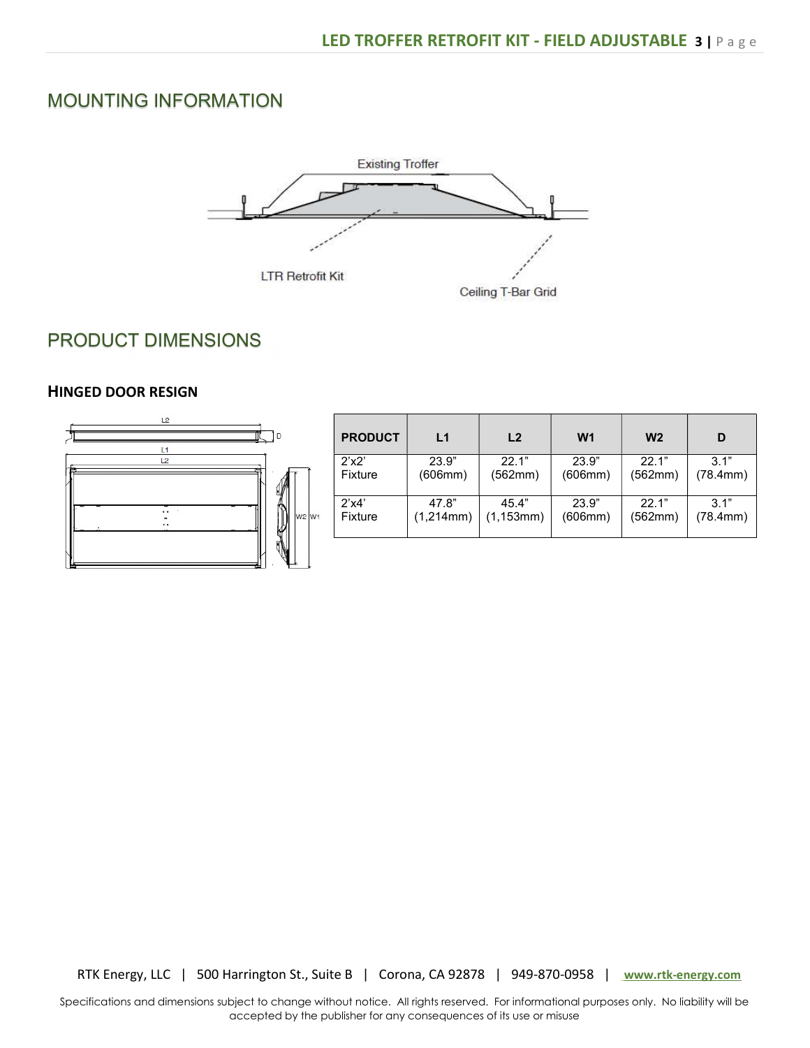## MOUNTING INFORMATION

Existing Troffer

LTR Retrofit Kit

Ceiling T-Bar Grid

## PRODUCT DIMENSIONS

### HINGED DOOR RESIGN

L2

D

L1

L2

W2 W1

| PRODUCT | L1 | L2 | W1 | W2 | D |
|---|---|---|---|---|---|
| 2'x2' Fixture | 23.9" (606mm) | 22.1" (562mm) | 23.9" (606mm) | 22.1" (562mm) | 3.1" (78.4mm) |
| 2'x4' Fixture | 47.8" (1,214mm) | 45.4" (1,153mm) | 23.9" (606mm) | 22.1" (562mm) | 3.1" (78.4mm) |

RTK Energy, LLC | 500 Harrington St., Suite B | Corona, CA 92878 | 949-870-0958 | www.rtk-energy.com

Specifications and dimensions subject to change without notice. All rights reserved. For informational purposes only. No liability will be accepted by the publisher for any consequences of its use or misuse